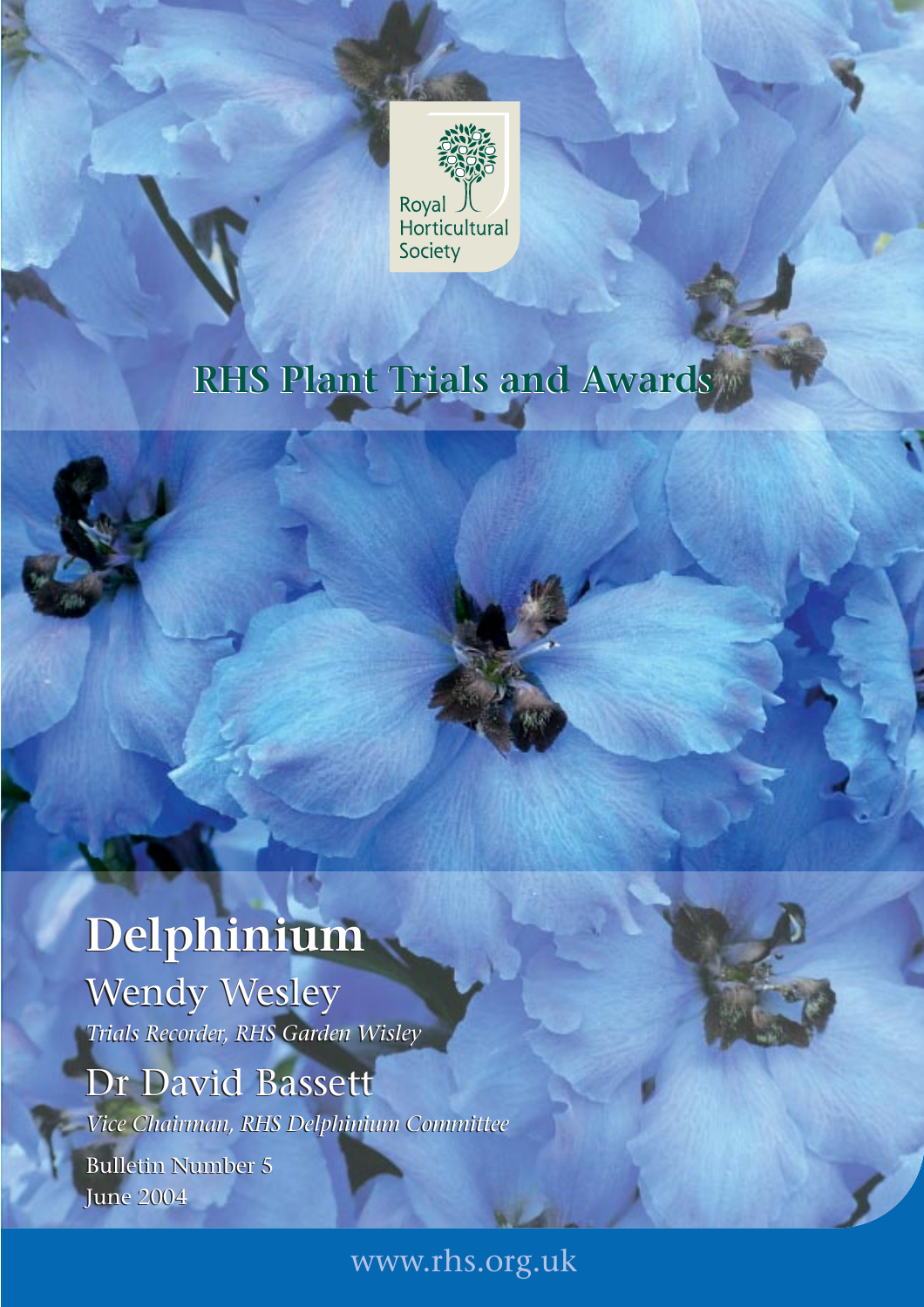Royal Horticultural Society

## RHS Plant Trials and Awards

# Delphinium

## Wendy Wesley

*Trials Recorder, RHS Garden Wisley*

## Dr David Bassett

*Vice Chairman, RHS Delphinium Committee*

Bulletin Number 5
June 2004

www.rhs.org.uk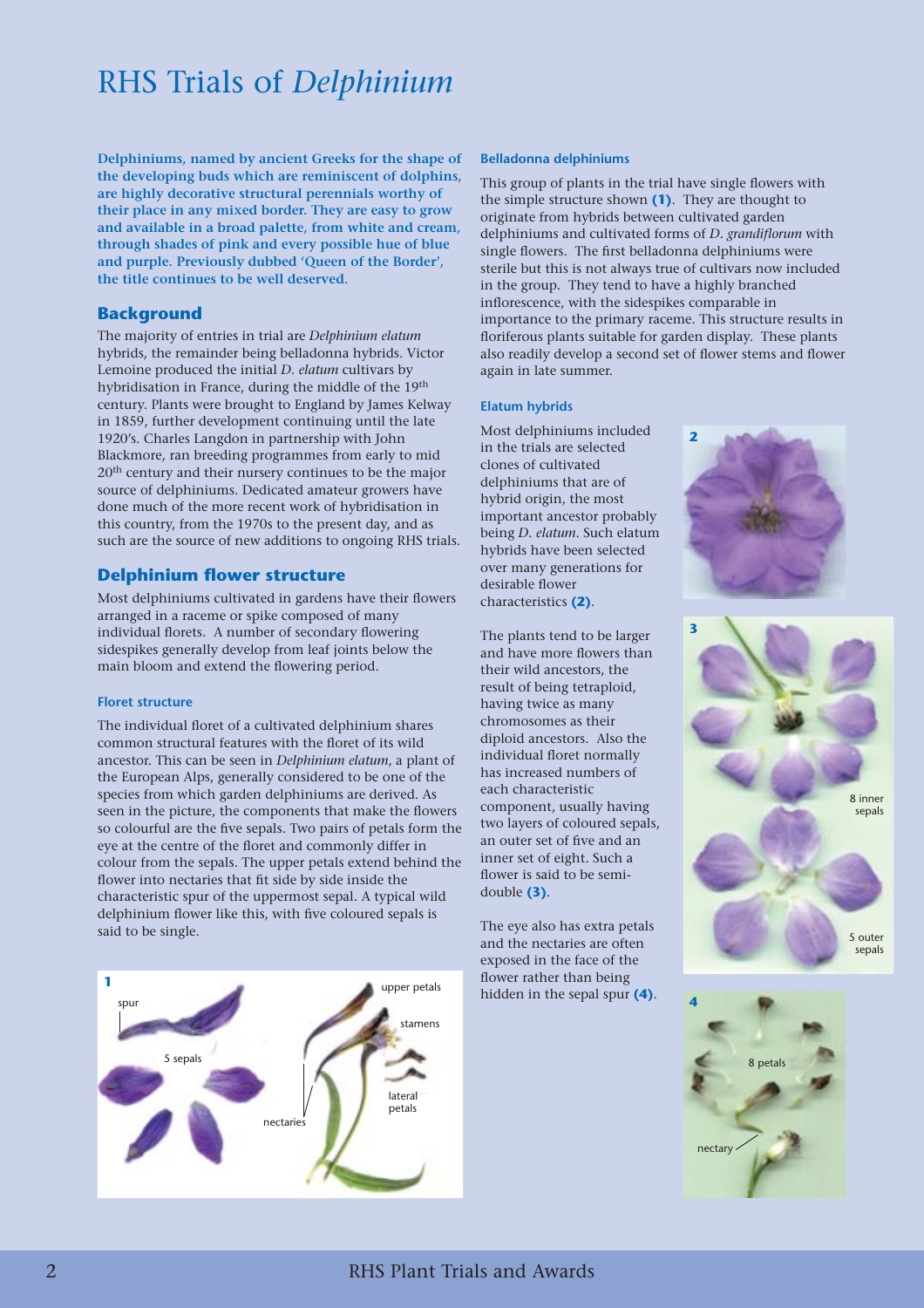# RHS Trials of *Delphinium*

**Delphiniums, named by ancient Greeks for the shape of the developing buds which are reminiscent of dolphins, are highly decorative structural perennials worthy of their place in any mixed border. They are easy to grow and available in a broad palette, from white and cream, through shades of pink and every possible hue of blue and purple. Previously dubbed 'Queen of the Border', the title continues to be well deserved.**

## Background

The majority of entries in trial are *Delphinium elatum* hybrids, the remainder being belladonna hybrids. Victor Lemoine produced the initial *D. elatum* cultivars by hybridisation in France, during the middle of the 19th century. Plants were brought to England by James Kelway in 1859, further development continuing until the late 1920's. Charles Langdon in partnership with John Blackmore, ran breeding programmes from early to mid 20th century and their nursery continues to be the major source of delphiniums. Dedicated amateur growers have done much of the more recent work of hybridisation in this country, from the 1970s to the present day, and as such are the source of new additions to ongoing RHS trials.

## Delphinium flower structure

Most delphiniums cultivated in gardens have their flowers arranged in a raceme or spike composed of many individual florets. A number of secondary flowering sidespikes generally develop from leaf joints below the main bloom and extend the flowering period.

### Floret structure

The individual floret of a cultivated delphinium shares common structural features with the floret of its wild ancestor. This can be seen in *Delphinium elatum*, a plant of the European Alps, generally considered to be one of the species from which garden delphiniums are derived. As seen in the picture, the components that make the flowers so colourful are the five sepals. Two pairs of petals form the eye at the centre of the floret and commonly differ in colour from the sepals. The upper petals extend behind the flower into nectaries that fit side by side inside the characteristic spur of the uppermost sepal. A typical wild delphinium flower like this, with five coloured sepals is said to be single.

1 — spur, 5 sepals, nectaries, upper petals, stamens, lateral petals

### Belladonna delphiniums

This group of plants in the trial have single flowers with the simple structure shown **(1)**. They are thought to originate from hybrids between cultivated garden delphiniums and cultivated forms of *D. grandiflorum* with single flowers. The first belladonna delphiniums were sterile but this is not always true of cultivars now included in the group. They tend to have a highly branched inflorescence, with the sidespikes comparable in importance to the primary raceme. This structure results in floriferous plants suitable for garden display. These plants also readily develop a second set of flower stems and flower again in late summer.

### Elatum hybrids

Most delphiniums included in the trials are selected clones of cultivated delphiniums that are of hybrid origin, the most important ancestor probably being *D. elatum*. Such elatum hybrids have been selected over many generations for desirable flower characteristics **(2)**.

The plants tend to be larger and have more flowers than their wild ancestors, the result of being tetraploid, having twice as many chromosomes as their diploid ancestors. Also the individual floret normally has increased numbers of each characteristic component, usually having two layers of coloured sepals, an outer set of five and an inner set of eight. Such a flower is said to be semi-double **(3)**.

The eye also has extra petals and the nectaries are often exposed in the face of the flower rather than being hidden in the sepal spur **(4)**.

2

3 — 8 inner sepals, 5 outer sepals

4 — 8 petals, nectary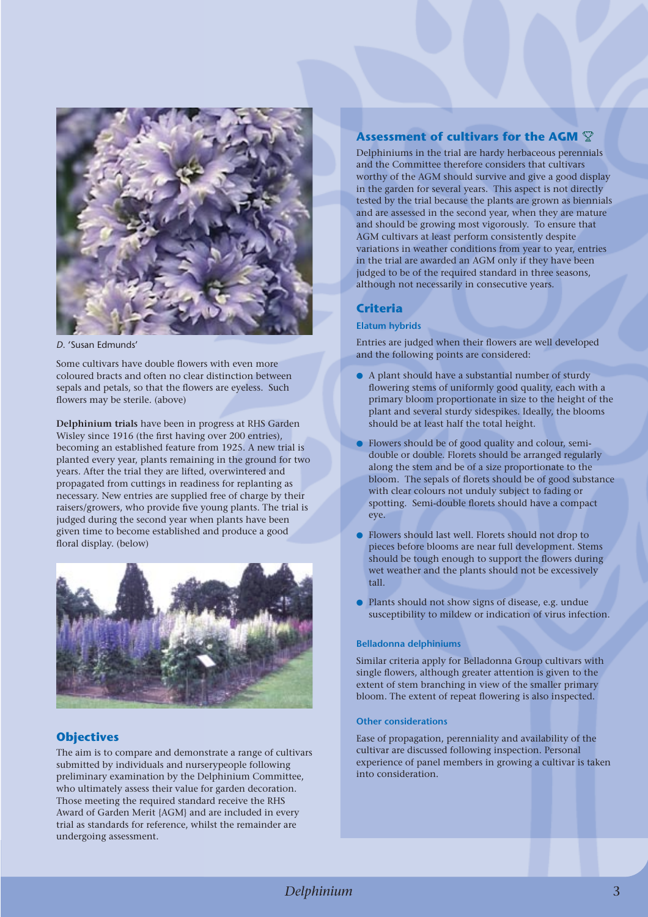*D.* 'Susan Edmunds'

Some cultivars have double flowers with even more coloured bracts and often no clear distinction between sepals and petals, so that the flowers are eyeless. Such flowers may be sterile. (above)

**Delphinium trials** have been in progress at RHS Garden Wisley since 1916 (the first having over 200 entries), becoming an established feature from 1925. A new trial is planted every year, plants remaining in the ground for two years. After the trial they are lifted, overwintered and propagated from cuttings in readiness for replanting as necessary. New entries are supplied free of charge by their raisers/growers, who provide five young plants. The trial is judged during the second year when plants have been given time to become established and produce a good floral display. (below)

## Objectives

The aim is to compare and demonstrate a range of cultivars submitted by individuals and nurserypeople following preliminary examination by the Delphinium Committee, who ultimately assess their value for garden decoration. Those meeting the required standard receive the RHS Award of Garden Merit (AGM) and are included in every trial as standards for reference, whilst the remainder are undergoing assessment.

## Assessment of cultivars for the AGM 🏆

Delphiniums in the trial are hardy herbaceous perennials and the Committee therefore considers that cultivars worthy of the AGM should survive and give a good display in the garden for several years. This aspect is not directly tested by the trial because the plants are grown as biennials and are assessed in the second year, when they are mature and should be growing most vigorously. To ensure that AGM cultivars at least perform consistently despite variations in weather conditions from year to year, entries in the trial are awarded an AGM only if they have been judged to be of the required standard in three seasons, although not necessarily in consecutive years.

## Criteria

### Elatum hybrids

Entries are judged when their flowers are well developed and the following points are considered:

- A plant should have a substantial number of sturdy flowering stems of uniformly good quality, each with a primary bloom proportionate in size to the height of the plant and several sturdy sidespikes. Ideally, the blooms should be at least half the total height.
- Flowers should be of good quality and colour, semi-double or double. Florets should be arranged regularly along the stem and be of a size proportionate to the bloom. The sepals of florets should be of good substance with clear colours not unduly subject to fading or spotting. Semi-double florets should have a compact eye.
- Flowers should last well. Florets should not drop to pieces before blooms are near full development. Stems should be tough enough to support the flowers during wet weather and the plants should not be excessively tall.
- Plants should not show signs of disease, e.g. undue susceptibility to mildew or indication of virus infection.

### Belladonna delphiniums

Similar criteria apply for Belladonna Group cultivars with single flowers, although greater attention is given to the extent of stem branching in view of the smaller primary bloom. The extent of repeat flowering is also inspected.

### Other considerations

Ease of propagation, perenniality and availability of the cultivar are discussed following inspection. Personal experience of panel members in growing a cultivar is taken into consideration.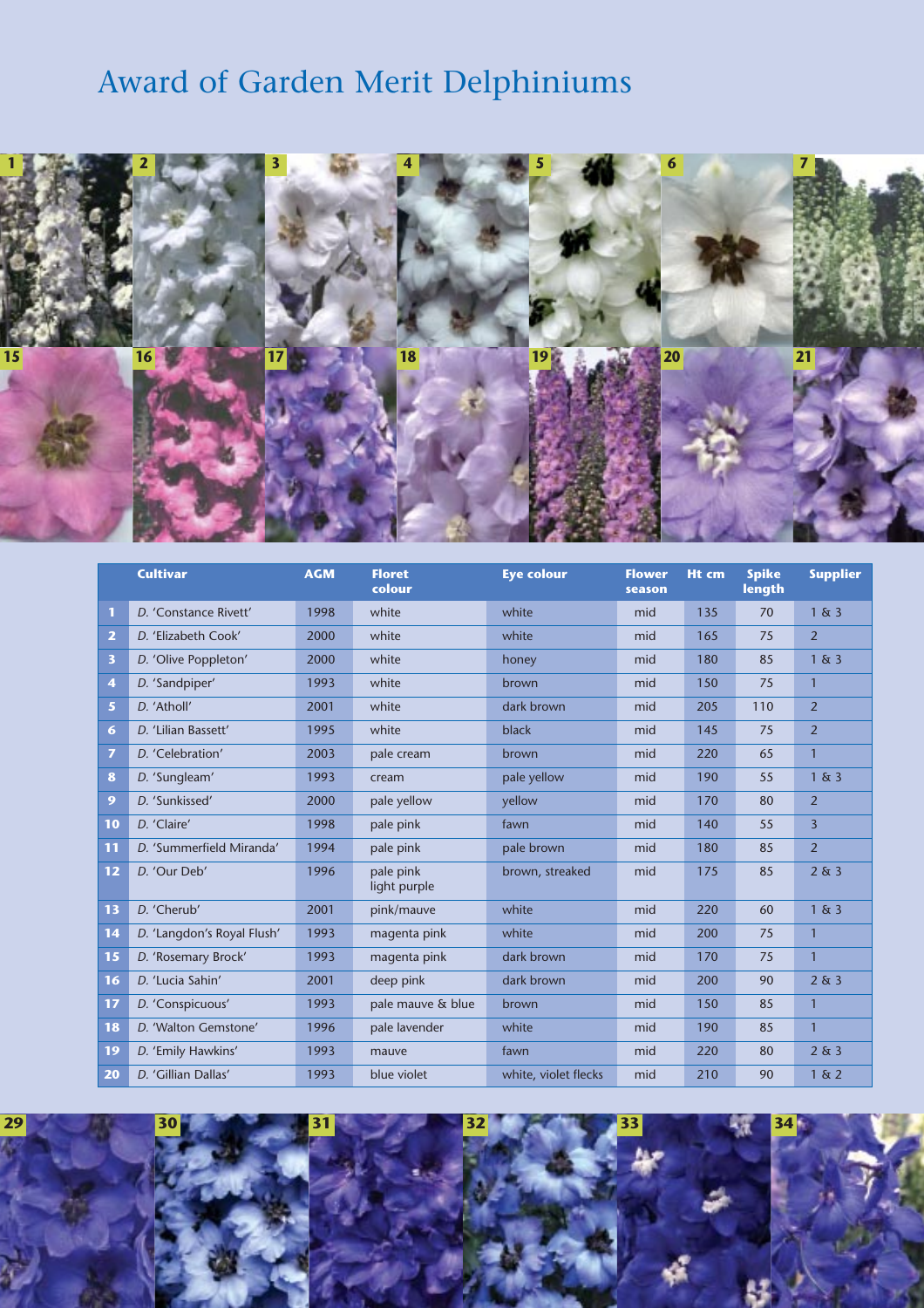# Award of Garden Merit Delphiniums

| | Cultivar | AGM | Floret colour | Eye colour | Flower season | Ht cm | Spike length | Supplier |
|---|---|---|---|---|---|---|---|---|
| 1 | *D.* 'Constance Rivett' | 1998 | white | white | mid | 135 | 70 | 1 & 3 |
| 2 | *D.* 'Elizabeth Cook' | 2000 | white | white | mid | 165 | 75 | 2 |
| 3 | *D.* 'Olive Poppleton' | 2000 | white | honey | mid | 180 | 85 | 1 & 3 |
| 4 | *D.* 'Sandpiper' | 1993 | white | brown | mid | 150 | 75 | 1 |
| 5 | *D.* 'Atholl' | 2001 | white | dark brown | mid | 205 | 110 | 2 |
| 6 | *D.* 'Lilian Bassett' | 1995 | white | black | mid | 145 | 75 | 2 |
| 7 | *D.* 'Celebration' | 2003 | pale cream | brown | mid | 220 | 65 | 1 |
| 8 | *D.* 'Sungleam' | 1993 | cream | pale yellow | mid | 190 | 55 | 1 & 3 |
| 9 | *D.* 'Sunkissed' | 2000 | pale yellow | yellow | mid | 170 | 80 | 2 |
| 10 | *D.* 'Claire' | 1998 | pale pink | fawn | mid | 140 | 55 | 3 |
| 11 | *D.* 'Summerfield Miranda' | 1994 | pale pink | pale brown | mid | 180 | 85 | 2 |
| 12 | *D.* 'Our Deb' | 1996 | pale pink light purple | brown, streaked | mid | 175 | 85 | 2 & 3 |
| 13 | *D.* 'Cherub' | 2001 | pink/mauve | white | mid | 220 | 60 | 1 & 3 |
| 14 | *D.* 'Langdon's Royal Flush' | 1993 | magenta pink | white | mid | 200 | 75 | 1 |
| 15 | *D.* 'Rosemary Brock' | 1993 | magenta pink | dark brown | mid | 170 | 75 | 1 |
| 16 | *D.* 'Lucia Sahin' | 2001 | deep pink | dark brown | mid | 200 | 90 | 2 & 3 |
| 17 | *D.* 'Conspicuous' | 1993 | pale mauve & blue | brown | mid | 150 | 85 | 1 |
| 18 | *D.* 'Walton Gemstone' | 1996 | pale lavender | white | mid | 190 | 85 | 1 |
| 19 | *D.* 'Emily Hawkins' | 1993 | mauve | fawn | mid | 220 | 80 | 2 & 3 |
| 20 | *D.* 'Gillian Dallas' | 1993 | blue violet | white, violet flecks | mid | 210 | 90 | 1 & 2 |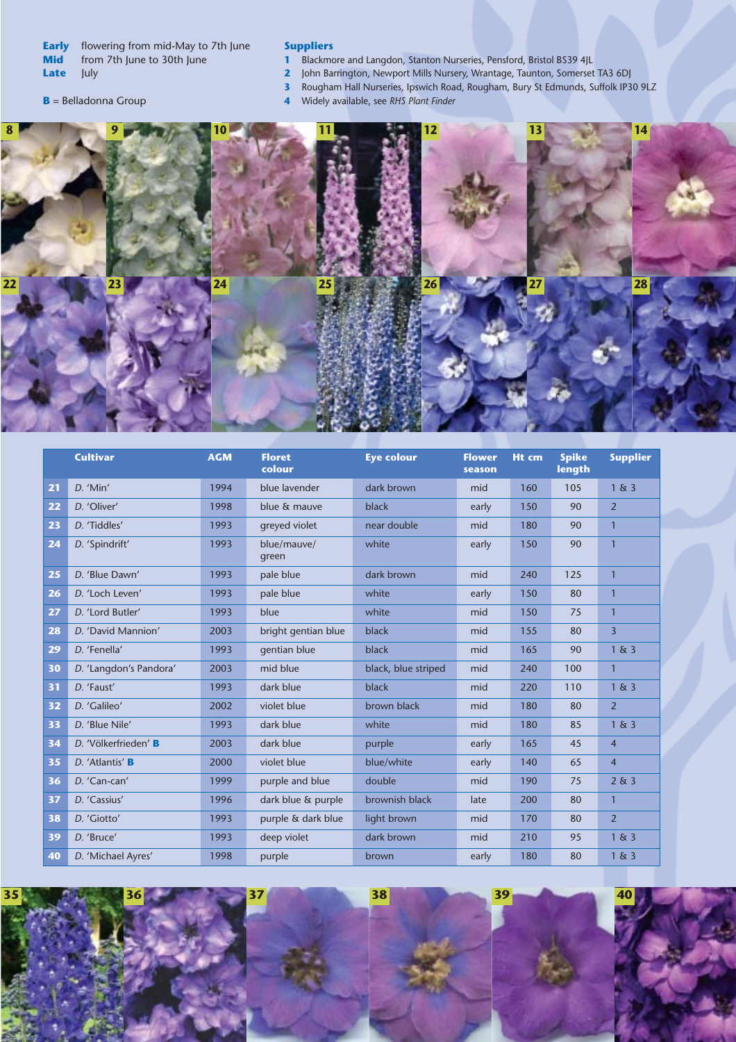**Early** flowering from mid-May to 7th June
**Mid** from 7th June to 30th June
**Late** July

**B** = Belladonna Group

**Suppliers**

1. Blackmore and Langdon, Stanton Nurseries, Pensford, Bristol BS39 4JL
2. John Barrington, Newport Mills Nursery, Wrantage, Taunton, Somerset TA3 6DJ
3. Rougham Hall Nurseries, Ipswich Road, Rougham, Bury St Edmunds, Suffolk IP30 9LZ
4. Widely available, see *RHS Plant Finder*

8 9 10 11 12 13 14

22 23 24 25 26 27 28

| | Cultivar | AGM | Floret colour | Eye colour | Flower season | Ht cm | Spike length | Supplier |
|---|---|---|---|---|---|---|---|---|
| 21 | *D.* 'Min' | 1994 | blue lavender | dark brown | mid | 160 | 105 | 1 & 3 |
| 22 | *D.* 'Oliver' | 1998 | blue & mauve | black | early | 150 | 90 | 2 |
| 23 | *D.* 'Tiddles' | 1993 | greyed violet | near double | mid | 180 | 90 | 1 |
| 24 | *D.* 'Spindrift' | 1993 | blue/mauve/green | white | early | 150 | 90 | 1 |
| 25 | *D.* 'Blue Dawn' | 1993 | pale blue | dark brown | mid | 240 | 125 | 1 |
| 26 | *D.* 'Loch Leven' | 1993 | pale blue | white | early | 150 | 80 | 1 |
| 27 | *D.* 'Lord Butler' | 1993 | blue | white | mid | 150 | 75 | 1 |
| 28 | *D.* 'David Mannion' | 2003 | bright gentian blue | black | mid | 155 | 80 | 3 |
| 29 | *D.* 'Fenella' | 1993 | gentian blue | black | mid | 165 | 90 | 1 & 3 |
| 30 | *D.* 'Langdon's Pandora' | 2003 | mid blue | black, blue striped | mid | 240 | 100 | 1 |
| 31 | *D.* 'Faust' | 1993 | dark blue | black | mid | 220 | 110 | 1 & 3 |
| 32 | *D.* 'Galileo' | 2002 | violet blue | brown black | mid | 180 | 80 | 2 |
| 33 | *D.* 'Blue Nile' | 1993 | dark blue | white | mid | 180 | 85 | 1 & 3 |
| 34 | *D.* 'Völkerfrieden' **B** | 2003 | dark blue | purple | early | 165 | 45 | 4 |
| 35 | *D.* 'Atlantis' **B** | 2000 | violet blue | blue/white | early | 140 | 65 | 4 |
| 36 | *D.* 'Can-can' | 1999 | purple and blue | double | mid | 190 | 75 | 2 & 3 |
| 37 | *D.* 'Cassius' | 1996 | dark blue & purple | brownish black | late | 200 | 80 | 1 |
| 38 | *D.* 'Giotto' | 1993 | purple & dark blue | light brown | mid | 170 | 80 | 2 |
| 39 | *D.* 'Bruce' | 1993 | deep violet | dark brown | mid | 210 | 95 | 1 & 3 |
| 40 | *D.* 'Michael Ayres' | 1998 | purple | brown | early | 180 | 80 | 1 & 3 |

35 36 37 38 39 40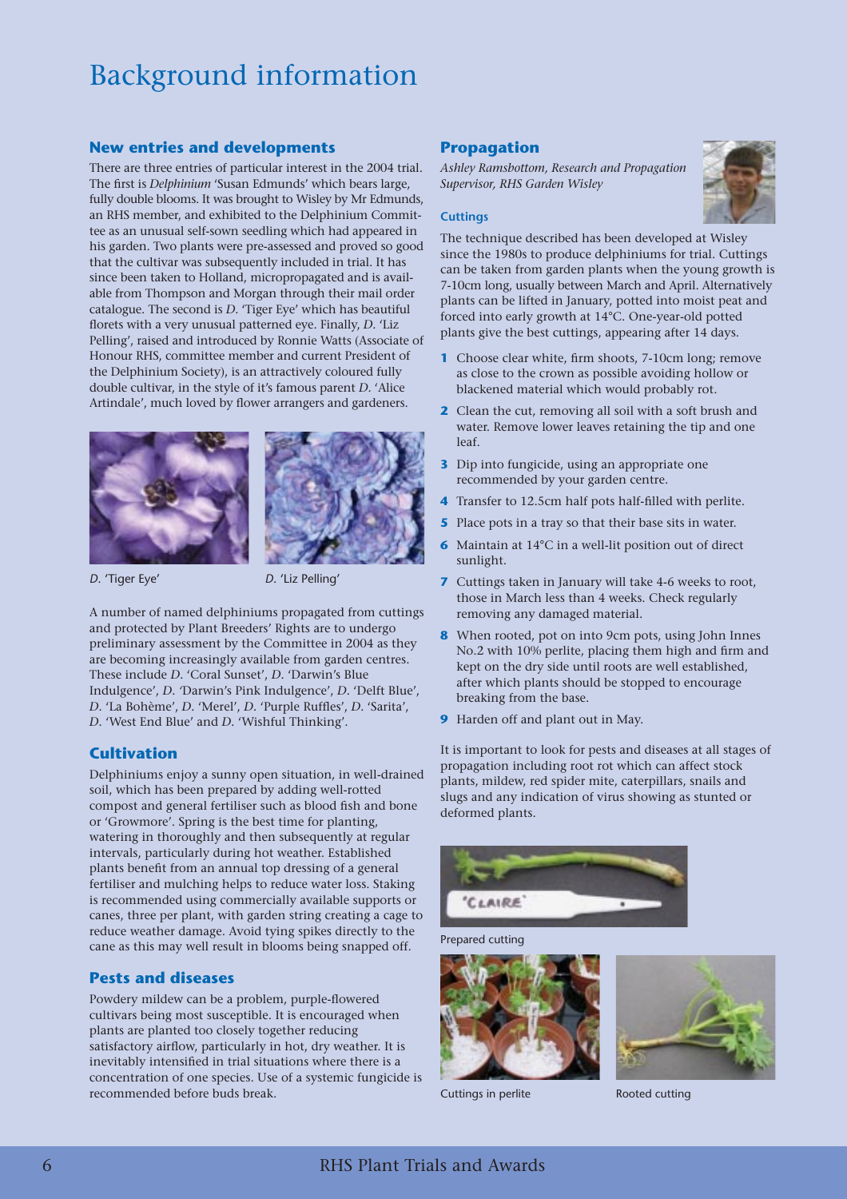# Background information

## New entries and developments

There are three entries of particular interest in the 2004 trial. The first is *Delphinium* 'Susan Edmunds' which bears large, fully double blooms. It was brought to Wisley by Mr Edmunds, an RHS member, and exhibited to the Delphinium Committee as an unusual self-sown seedling which had appeared in his garden. Two plants were pre-assessed and proved so good that the cultivar was subsequently included in trial. It has since been taken to Holland, micropropagated and is available from Thompson and Morgan through their mail order catalogue. The second is *D.* 'Tiger Eye' which has beautiful florets with a very unusual patterned eye. Finally, *D.* 'Liz Pelling', raised and introduced by Ronnie Watts (Associate of Honour RHS, committee member and current President of the Delphinium Society), is an attractively coloured fully double cultivar, in the style of it's famous parent *D.* 'Alice Artindale', much loved by flower arrangers and gardeners.

*D.* 'Tiger Eye'

*D.* 'Liz Pelling'

A number of named delphiniums propagated from cuttings and protected by Plant Breeders' Rights are to undergo preliminary assessment by the Committee in 2004 as they are becoming increasingly available from garden centres. These include *D.* 'Coral Sunset', *D.* 'Darwin's Blue Indulgence', *D.* 'Darwin's Pink Indulgence', *D.* 'Delft Blue', *D.* 'La Bohème', *D.* 'Merel', *D.* 'Purple Ruffles', *D.* 'Sarita', *D.* 'West End Blue' and *D.* 'Wishful Thinking'.

## Cultivation

Delphiniums enjoy a sunny open situation, in well-drained soil, which has been prepared by adding well-rotted compost and general fertiliser such as blood fish and bone or 'Growmore'. Spring is the best time for planting, watering in thoroughly and then subsequently at regular intervals, particularly during hot weather. Established plants benefit from an annual top dressing of a general fertiliser and mulching helps to reduce water loss. Staking is recommended using commercially available supports or canes, three per plant, with garden string creating a cage to reduce weather damage. Avoid tying spikes directly to the cane as this may well result in blooms being snapped off.

## Pests and diseases

Powdery mildew can be a problem, purple-flowered cultivars being most susceptible. It is encouraged when plants are planted too closely together reducing satisfactory airflow, particularly in hot, dry weather. It is inevitably intensified in trial situations where there is a concentration of one species. Use of a systemic fungicide is recommended before buds break.

## Propagation

*Ashley Ramsbottom, Research and Propagation Supervisor, RHS Garden Wisley*

### Cuttings

The technique described has been developed at Wisley since the 1980s to produce delphiniums for trial. Cuttings can be taken from garden plants when the young growth is 7-10cm long, usually between March and April. Alternatively plants can be lifted in January, potted into moist peat and forced into early growth at 14°C. One-year-old potted plants give the best cuttings, appearing after 14 days.

1. Choose clear white, firm shoots, 7-10cm long; remove as close to the crown as possible avoiding hollow or blackened material which would probably rot.
2. Clean the cut, removing all soil with a soft brush and water. Remove lower leaves retaining the tip and one leaf.
3. Dip into fungicide, using an appropriate one recommended by your garden centre.
4. Transfer to 12.5cm half pots half-filled with perlite.
5. Place pots in a tray so that their base sits in water.
6. Maintain at 14°C in a well-lit position out of direct sunlight.
7. Cuttings taken in January will take 4-6 weeks to root, those in March less than 4 weeks. Check regularly removing any damaged material.
8. When rooted, pot on into 9cm pots, using John Innes No.2 with 10% perlite, placing them high and firm and kept on the dry side until roots are well established, after which plants should be stopped to encourage breaking from the base.
9. Harden off and plant out in May.

It is important to look for pests and diseases at all stages of propagation including root rot which can affect stock plants, mildew, red spider mite, caterpillars, snails and slugs and any indication of virus showing as stunted or deformed plants.

Prepared cutting

Cuttings in perlite

Rooted cutting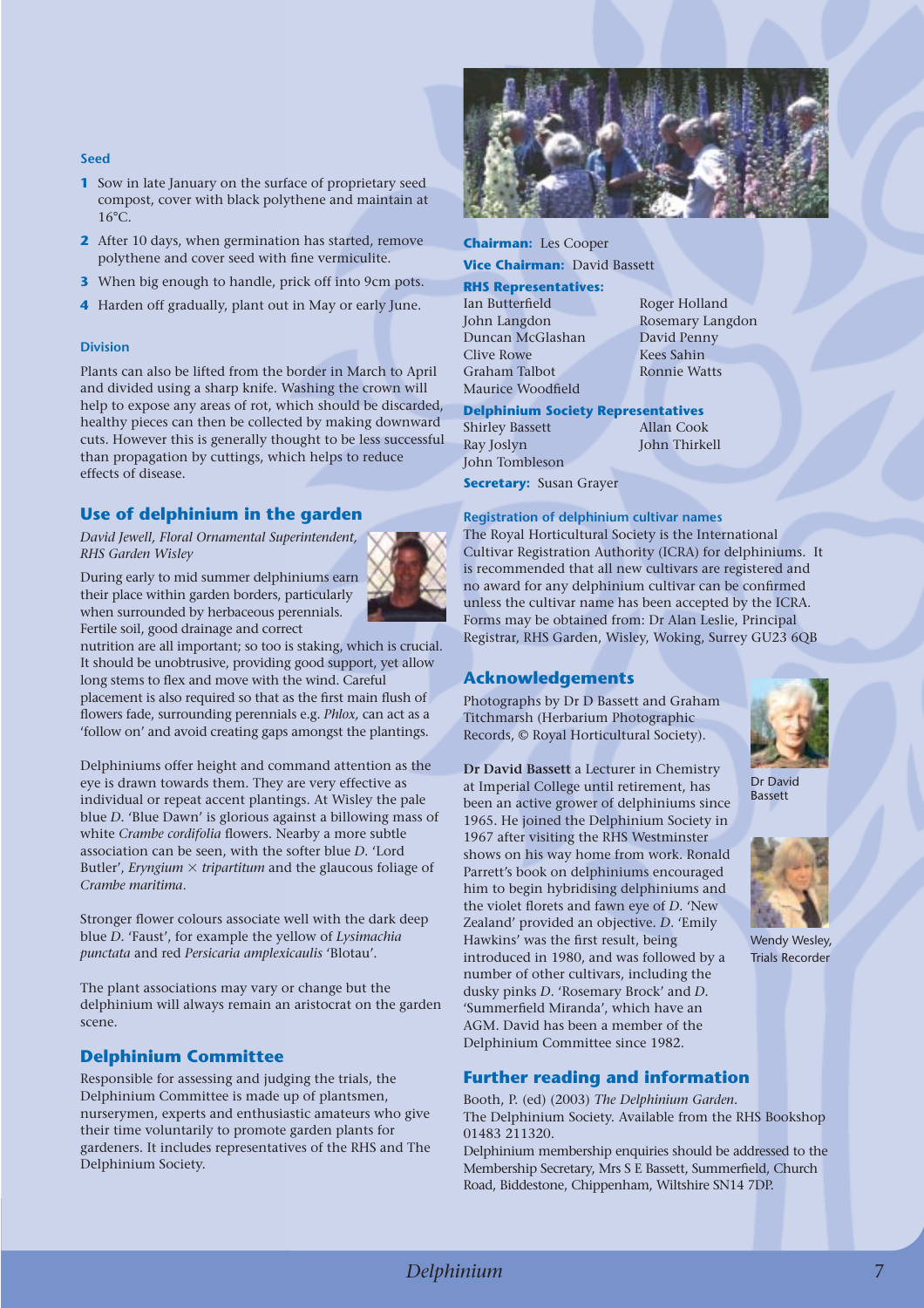### Seed

1. Sow in late January on the surface of proprietary seed compost, cover with black polythene and maintain at 16°C.
2. After 10 days, when germination has started, remove polythene and cover seed with fine vermiculite.
3. When big enough to handle, prick off into 9cm pots.
4. Harden off gradually, plant out in May or early June.

### Division

Plants can also be lifted from the border in March to April and divided using a sharp knife. Washing the crown will help to expose any areas of rot, which should be discarded, healthy pieces can then be collected by making downward cuts. However this is generally thought to be less successful than propagation by cuttings, which helps to reduce effects of disease.

## Use of delphinium in the garden

*David Jewell, Floral Ornamental Superintendent, RHS Garden Wisley*

During early to mid summer delphiniums earn their place within garden borders, particularly when surrounded by herbaceous perennials. Fertile soil, good drainage and correct nutrition are all important; so too is staking, which is crucial. It should be unobtrusive, providing good support, yet allow long stems to flex and move with the wind. Careful placement is also required so that as the first main flush of flowers fade, surrounding perennials e.g. *Phlox,* can act as a 'follow on' and avoid creating gaps amongst the plantings.

Delphiniums offer height and command attention as the eye is drawn towards them. They are very effective as individual or repeat accent plantings. At Wisley the pale blue *D.* 'Blue Dawn' is glorious against a billowing mass of white *Crambe cordifolia* flowers. Nearby a more subtle association can be seen, with the softer blue *D.* 'Lord Butler', *Eryngium* × *tripartitum* and the glaucous foliage of *Crambe maritima*.

Stronger flower colours associate well with the dark deep blue *D.* 'Faust', for example the yellow of *Lysimachia punctata* and red *Persicaria amplexicaulis* 'Blotau'.

The plant associations may vary or change but the delphinium will always remain an aristocrat on the garden scene.

## Delphinium Committee

Responsible for assessing and judging the trials, the Delphinium Committee is made up of plantsmen, nurserymen, experts and enthusiastic amateurs who give their time voluntarily to promote garden plants for gardeners. It includes representatives of the RHS and The Delphinium Society.

**Chairman:** Les Cooper

**Vice Chairman:** David Bassett

**RHS Representatives:**
Ian Butterfield, Roger Holland, John Langdon, Rosemary Langdon, Duncan McGlashan, David Penny, Clive Rowe, Kees Sahin, Graham Talbot, Ronnie Watts, Maurice Woodfield

**Delphinium Society Representatives**
Shirley Bassett, Allan Cook, Ray Joslyn, John Thirkell, John Tombleson

**Secretary:** Susan Grayer

### Registration of delphinium cultivar names

The Royal Horticultural Society is the International Cultivar Registration Authority (ICRA) for delphiniums. It is recommended that all new cultivars are registered and no award for any delphinium cultivar can be confirmed unless the cultivar name has been accepted by the ICRA. Forms may be obtained from: Dr Alan Leslie, Principal Registrar, RHS Garden, Wisley, Woking, Surrey GU23 6QB

## Acknowledgements

Photographs by Dr D Bassett and Graham Titchmarsh (Herbarium Photographic Records, © Royal Horticultural Society).

**Dr David Bassett** a Lecturer in Chemistry at Imperial College until retirement, has been an active grower of delphiniums since 1965. He joined the Delphinium Society in 1967 after visiting the RHS Westminster shows on his way home from work. Ronald Parrett's book on delphiniums encouraged him to begin hybridising delphiniums and the violet florets and fawn eye of *D.* 'New Zealand' provided an objective. *D.* 'Emily Hawkins' was the first result, being introduced in 1980, and was followed by a number of other cultivars, including the dusky pinks *D.* 'Rosemary Brock' and *D.* 'Summerfield Miranda', which have an AGM. David has been a member of the Delphinium Committee since 1982.

Dr David Bassett

Wendy Wesley, Trials Recorder

## Further reading and information

Booth, P. (ed) (2003) *The Delphinium Garden*. The Delphinium Society. Available from the RHS Bookshop 01483 211320.

Delphinium membership enquiries should be addressed to the Membership Secretary, Mrs S E Bassett, Summerfield, Church Road, Biddestone, Chippenham, Wiltshire SN14 7DP.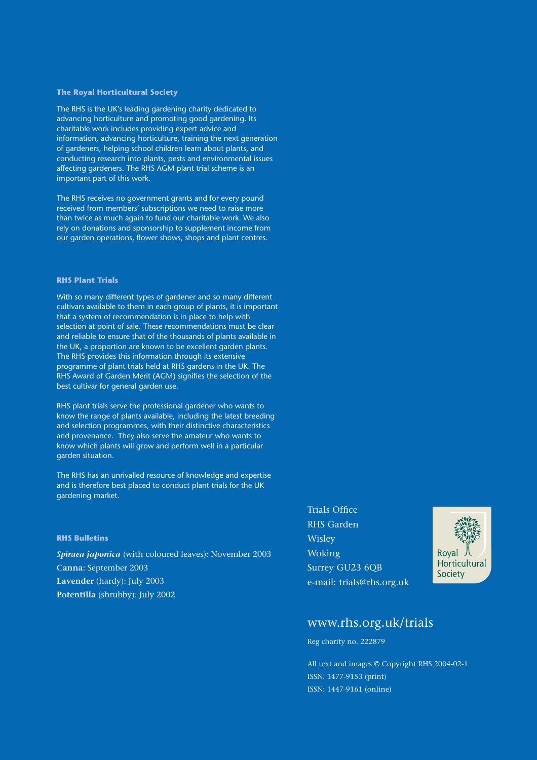### The Royal Horticultural Society

The RHS is the UK's leading gardening charity dedicated to advancing horticulture and promoting good gardening. Its charitable work includes providing expert advice and information, advancing horticulture, training the next generation of gardeners, helping school children learn about plants, and conducting research into plants, pests and environmental issues affecting gardeners. The RHS AGM plant trial scheme is an important part of this work.

The RHS receives no government grants and for every pound received from members' subscriptions we need to raise more than twice as much again to fund our charitable work. We also rely on donations and sponsorship to supplement income from our garden operations, flower shows, shops and plant centres.

### RHS Plant Trials

With so many different types of gardener and so many different cultivars available to them in each group of plants, it is important that a system of recommendation is in place to help with selection at point of sale. These recommendations must be clear and reliable to ensure that of the thousands of plants available in the UK, a proportion are known to be excellent garden plants. The RHS provides this information through its extensive programme of plant trials held at RHS gardens in the UK. The RHS Award of Garden Merit (AGM) signifies the selection of the best cultivar for general garden use.

RHS plant trials serve the professional gardener who wants to know the range of plants available, including the latest breeding and selection programmes, with their distinctive characteristics and provenance. They also serve the amateur who wants to know which plants will grow and perform well in a particular garden situation.

The RHS has an unrivalled resource of knowledge and expertise and is therefore best placed to conduct plant trials for the UK gardening market.

### RHS Bulletins

***Spiraea japonica*** (with coloured leaves): November 2003
**Canna:** September 2003
**Lavender** (hardy): July 2003
**Potentilla** (shrubby): July 2002

Trials Office
RHS Garden
Wisley
Woking
Surrey GU23 6QB
e-mail: trials@rhs.org.uk

Royal Horticultural Society

www.rhs.org.uk/trials

Reg charity no. 222879

All text and images © Copyright RHS 2004-02-1
ISSN: 1477-9153 (print)
ISSN: 1447-9161 (online)